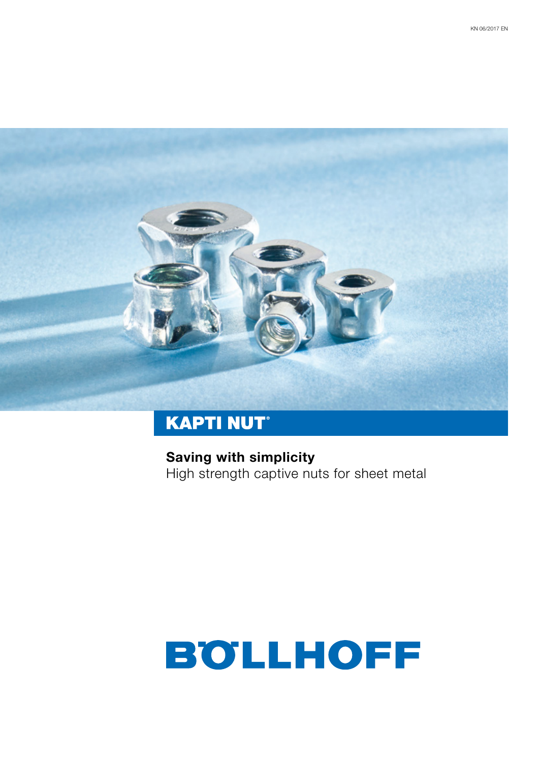KN 06/2017 EN

# KAPTI NUT®

**Saving with simplicity**
High strength captive nuts for sheet metal

BÖLLHOFF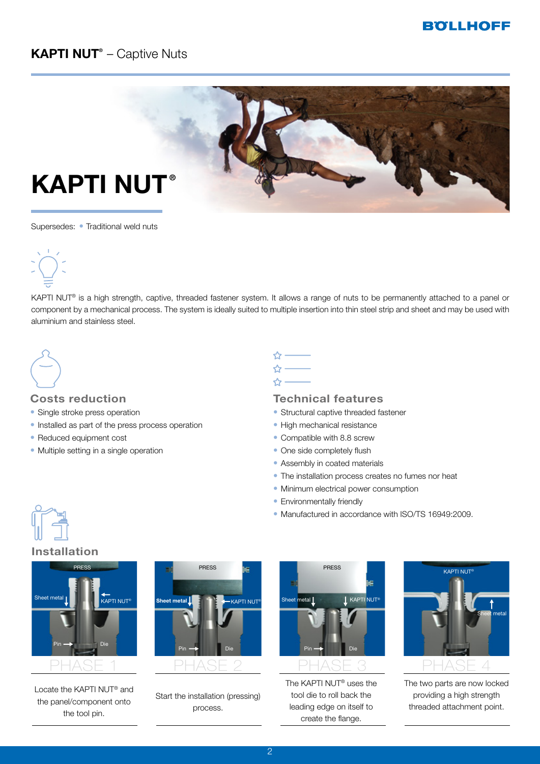## KAPTI NUT® – Captive Nuts

# KAPTI NUT®

Supersedes: • Traditional weld nuts

KAPTI NUT® is a high strength, captive, threaded fastener system. It allows a range of nuts to be permanently attached to a panel or component by a mechanical process. The system is ideally suited to multiple insertion into thin steel strip and sheet and may be used with aluminium and stainless steel.

### Costs reduction

- Single stroke press operation
- Installed as part of the press process operation
- Reduced equipment cost
- Multiple setting in a single operation

### Technical features

- Structural captive threaded fastener
- High mechanical resistance
- Compatible with 8.8 screw
- One side completely flush
- Assembly in coated materials
- The installation process creates no fumes nor heat
- Minimum electrical power consumption
- Environmentally friendly
- Manufactured in accordance with ISO/TS 16949:2009.

### Installation

**PHASE 1**

Locate the KAPTI NUT® and the panel/component onto the tool pin.

**PHASE 2**

Start the installation (pressing) process.

**PHASE 3**

The KAPTI NUT® uses the tool die to roll back the leading edge on itself to create the flange.

**PHASE 4**

The two parts are now locked providing a high strength threaded attachment point.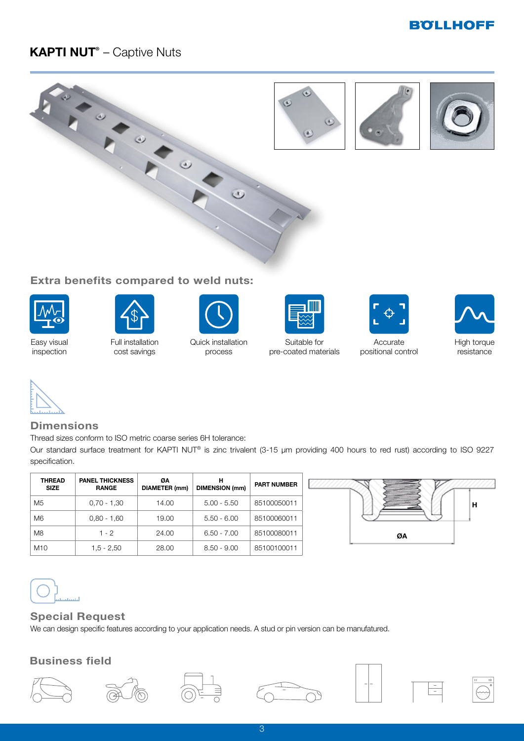# KAPTI NUT® – Captive Nuts

## Extra benefits compared to weld nuts:

- Easy visual inspection
- Full installation cost savings
- Quick installation process
- Suitable for pre-coated materials
- Accurate positional control
- High torque resistance

## Dimensions

Thread sizes conform to ISO metric coarse series 6H tolerance:

Our standard surface treatment for KAPTI NUT® is zinc trivalent (3-15 µm providing 400 hours to red rust) according to ISO 9227 specification.

| THREAD SIZE | PANEL THICKNESS RANGE | ØA DIAMETER (mm) | H DIMENSION (mm) | PART NUMBER |
|---|---|---|---|---|
| M5 | 0,70 - 1,30 | 14.00 | 5.00 - 5.50 | 85100050011 |
| M6 | 0,80 - 1,60 | 19.00 | 5.50 - 6.00 | 85100060011 |
| M8 | 1 - 2 | 24.00 | 6.50 - 7.00 | 85100080011 |
| M10 | 1,5 - 2,50 | 28.00 | 8.50 - 9.00 | 85100100011 |

H

ØA

## Special Request

We can design specific features according to your application needs. A stud or pin version can be manufatured.

## Business field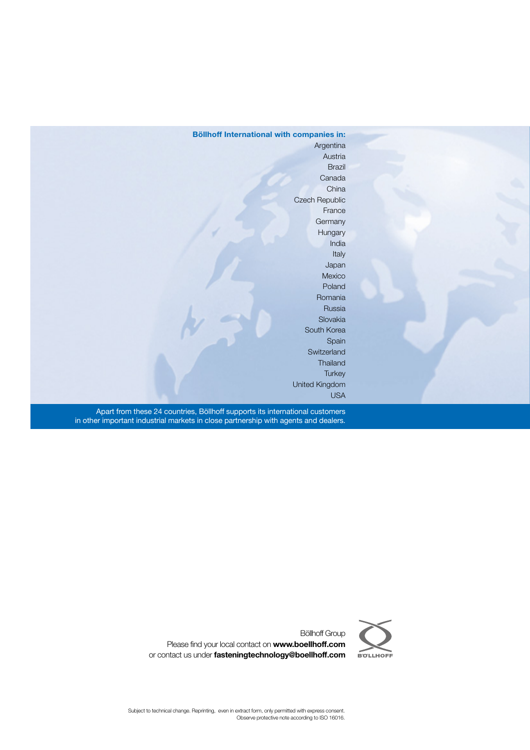**Böllhoff International with companies in:**

Argentina
Austria
Brazil
Canada
China
Czech Republic
France
Germany
Hungary
India
Italy
Japan
Mexico
Poland
Romania
Russia
Slovakia
South Korea
Spain
Switzerland
Thailand
Turkey
United Kingdom
USA

Apart from these 24 countries, Böllhoff supports its international customers in other important industrial markets in close partnership with agents and dealers.

Böllhoff Group
Please find your local contact on **www.boellhoff.com**
or contact us under **fasteningtechnology@boellhoff.com**

BÖLLHOFF

Subject to technical change. Reprinting, even in extract form, only permitted with express consent.
Observe protective note according to ISO 16016.